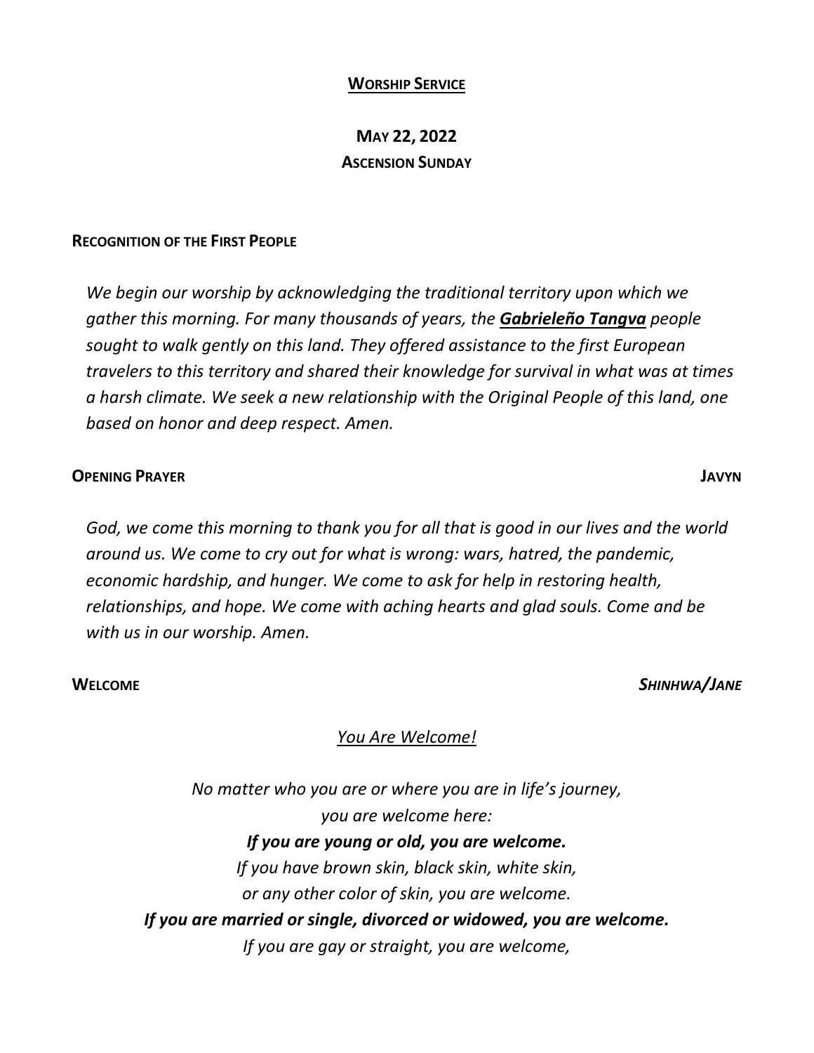# **Worship Service**

## **May 22, 2022**
### **Ascension Sunday**

**Recognition of the First People**

*We begin our worship by acknowledging the traditional territory upon which we gather this morning. For many thousands of years, the* ***Gabrieleño Tangva*** *people sought to walk gently on this land. They offered assistance to the first European travelers to this territory and shared their knowledge for survival in what was at times a harsh climate. We seek a new relationship with the Original People of this land, one based on honor and deep respect. Amen.*

**Opening Prayer** **Javyn**

*God, we come this morning to thank you for all that is good in our lives and the world around us. We come to cry out for what is wrong: wars, hatred, the pandemic, economic hardship, and hunger. We come to ask for help in restoring health, relationships, and hope. We come with aching hearts and glad souls. Come and be with us in our worship. Amen.*

**Welcome** ***Shinhwa/Jane***

*You Are Welcome!*

*No matter who you are or where you are in life's journey,*
*you are welcome here:*
***If you are young or old, you are welcome.***
*If you have brown skin, black skin, white skin,*
*or any other color of skin, you are welcome.*
***If you are married or single, divorced or widowed, you are welcome.***
*If you are gay or straight, you are welcome,*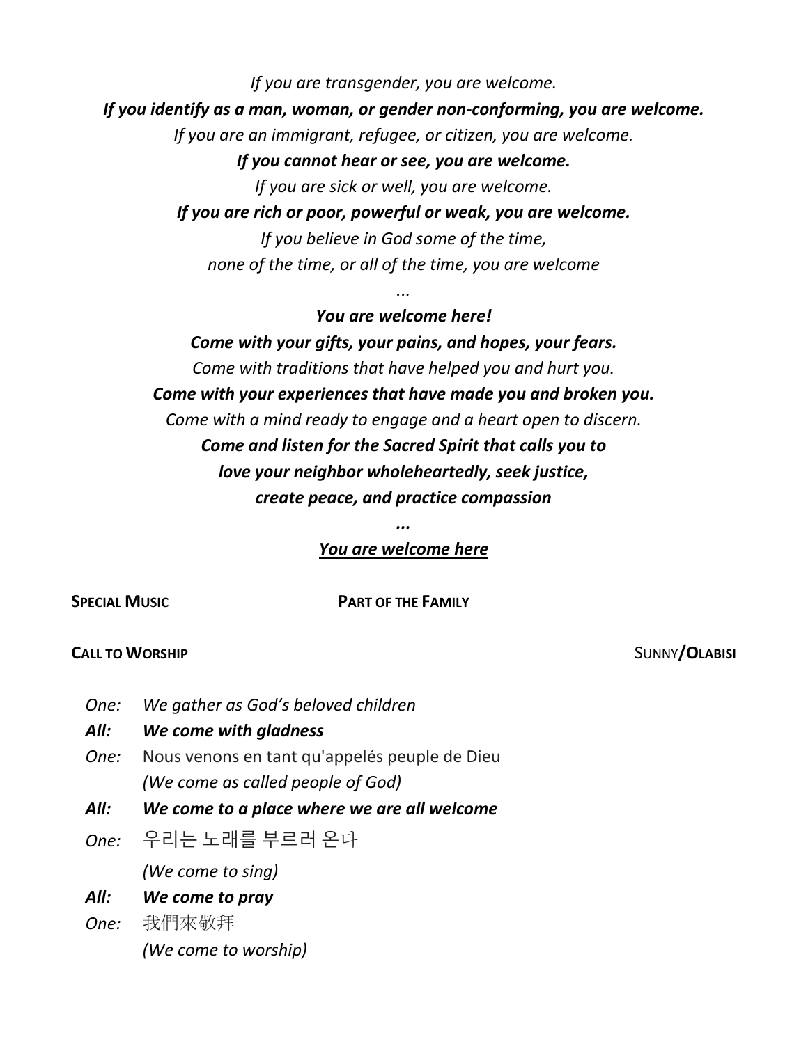*If you are transgender, you are welcome.*

***If you identify as a man, woman, or gender non-conforming, you are welcome.***

*If you are an immigrant, refugee, or citizen, you are welcome.*

***If you cannot hear or see, you are welcome.***

*If you are sick or well, you are welcome.*

***If you are rich or poor, powerful or weak, you are welcome.***

*If you believe in God some of the time,*
*none of the time, or all of the time, you are welcome*

*...*

***You are welcome here!***

***Come with your gifts, your pains, and hopes, your fears.***

*Come with traditions that have helped you and hurt you.*

***Come with your experiences that have made you and broken you.***

*Come with a mind ready to engage and a heart open to discern.*

***Come and listen for the Sacred Spirit that calls you to***
***love your neighbor wholeheartedly, seek justice,***
***create peace, and practice compassion***

***...***

***<u>You are welcome here</u>***

**SPECIAL MUSIC** **PART OF THE FAMILY**

**CALL TO WORSHIP** SUNNY/**OLABISI**

*One:* *We gather as God's beloved children*

***All:*** ***We come with gladness***

*One:* Nous venons en tant qu'appelés peuple de Dieu
*(We come as called people of God)*

***All:*** ***We come to a place where we are all welcome***

*One:* 우리는 노래를 부르러 온다
*(We come to sing)*

***All:*** ***We come to pray***

*One:* 我們來敬拜
*(We come to worship)*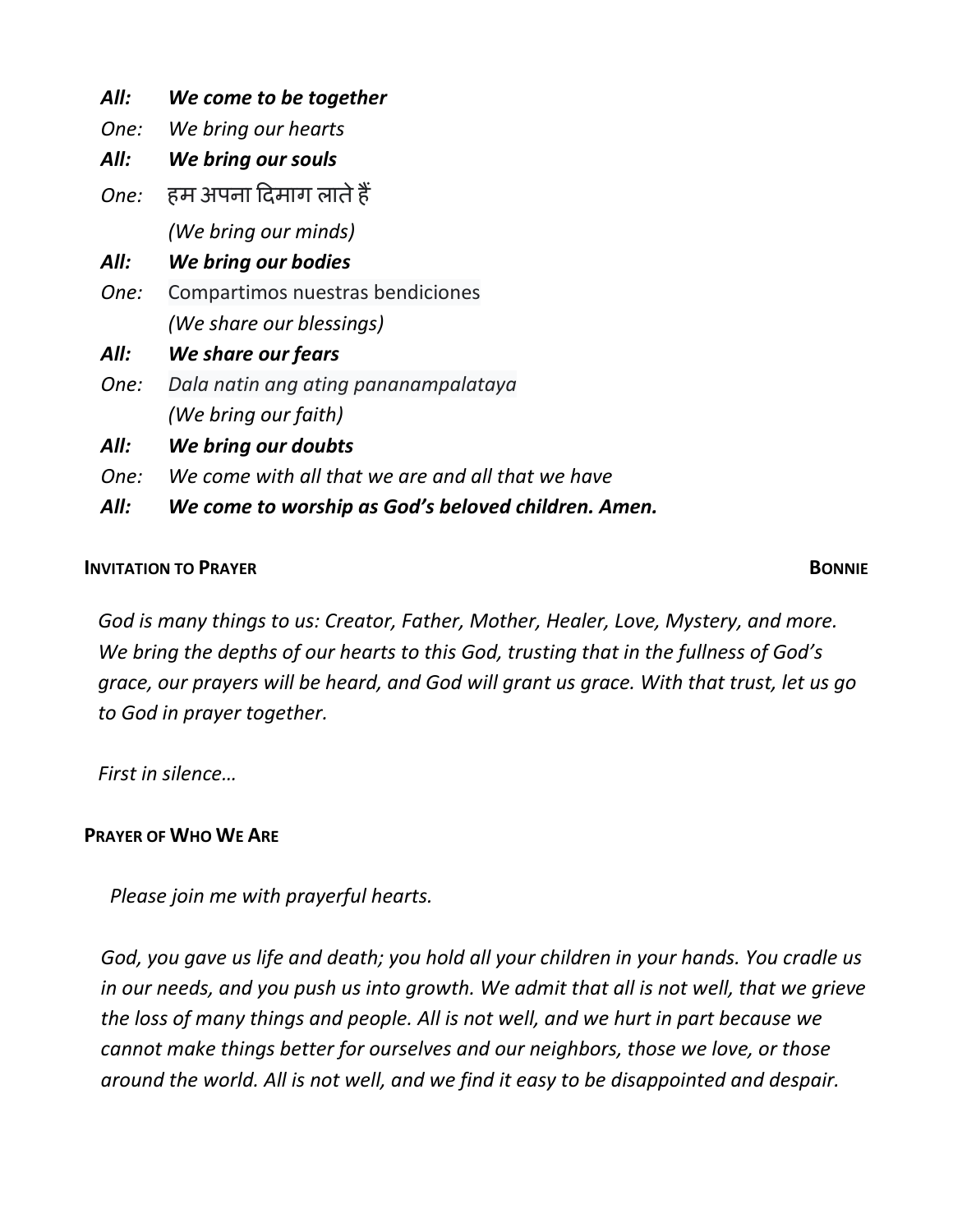***All:*** ***We come to be together***

*One:* *We bring our hearts*

***All:*** ***We bring our souls***

*One:* हम अपना दिमाग लाते हैं
*(We bring our minds)*

***All:*** ***We bring our bodies***

*One:* Compartimos nuestras bendiciones
*(We share our blessings)*

***All:*** ***We share our fears***

*One:* *Dala natin ang ating pananampalataya*
*(We bring our faith)*

***All:*** ***We bring our doubts***

*One:* *We come with all that we are and all that we have*

***All:*** ***We come to worship as God's beloved children. Amen.***

**INVITATION TO PRAYER** **BONNIE**

*God is many things to us: Creator, Father, Mother, Healer, Love, Mystery, and more. We bring the depths of our hearts to this God, trusting that in the fullness of God's grace, our prayers will be heard, and God will grant us grace. With that trust, let us go to God in prayer together.*

*First in silence…*

**PRAYER OF WHO WE ARE**

*Please join me with prayerful hearts.*

*God, you gave us life and death; you hold all your children in your hands. You cradle us in our needs, and you push us into growth. We admit that all is not well, that we grieve the loss of many things and people. All is not well, and we hurt in part because we cannot make things better for ourselves and our neighbors, those we love, or those around the world. All is not well, and we find it easy to be disappointed and despair.*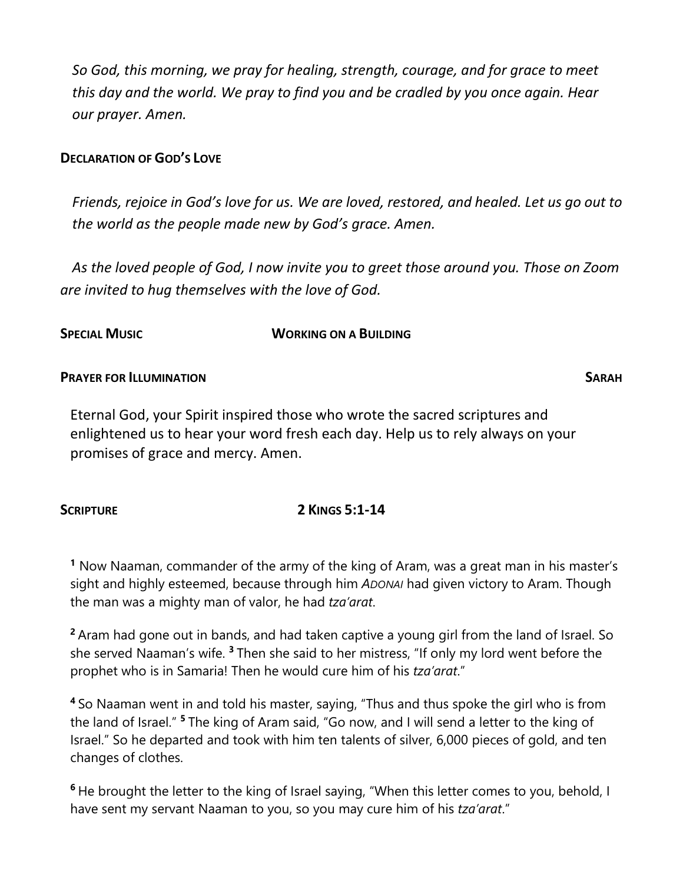*So God, this morning, we pray for healing, strength, courage, and for grace to meet this day and the world. We pray to find you and be cradled by you once again. Hear our prayer. Amen.*

**DECLARATION OF GOD'S LOVE**

*Friends, rejoice in God's love for us. We are loved, restored, and healed. Let us go out to the world as the people made new by God's grace. Amen.*

*As the loved people of God, I now invite you to greet those around you. Those on Zoom are invited to hug themselves with the love of God.*

**SPECIAL MUSIC** **WORKING ON A BUILDING**

**PRAYER FOR ILLUMINATION** **SARAH**

Eternal God, your Spirit inspired those who wrote the sacred scriptures and enlightened us to hear your word fresh each day. Help us to rely always on your promises of grace and mercy. Amen.

**SCRIPTURE** **2 KINGS 5:1-14**

**1** Now Naaman, commander of the army of the king of Aram, was a great man in his master's sight and highly esteemed, because through him *ADONAI* had given victory to Aram. Though the man was a mighty man of valor, he had *tza'arat*.

**2** Aram had gone out in bands, and had taken captive a young girl from the land of Israel. So she served Naaman's wife. **3** Then she said to her mistress, "If only my lord went before the prophet who is in Samaria! Then he would cure him of his *tza'arat*."

**4** So Naaman went in and told his master, saying, "Thus and thus spoke the girl who is from the land of Israel." **5** The king of Aram said, "Go now, and I will send a letter to the king of Israel." So he departed and took with him ten talents of silver, 6,000 pieces of gold, and ten changes of clothes.

**6** He brought the letter to the king of Israel saying, "When this letter comes to you, behold, I have sent my servant Naaman to you, so you may cure him of his *tza'arat*."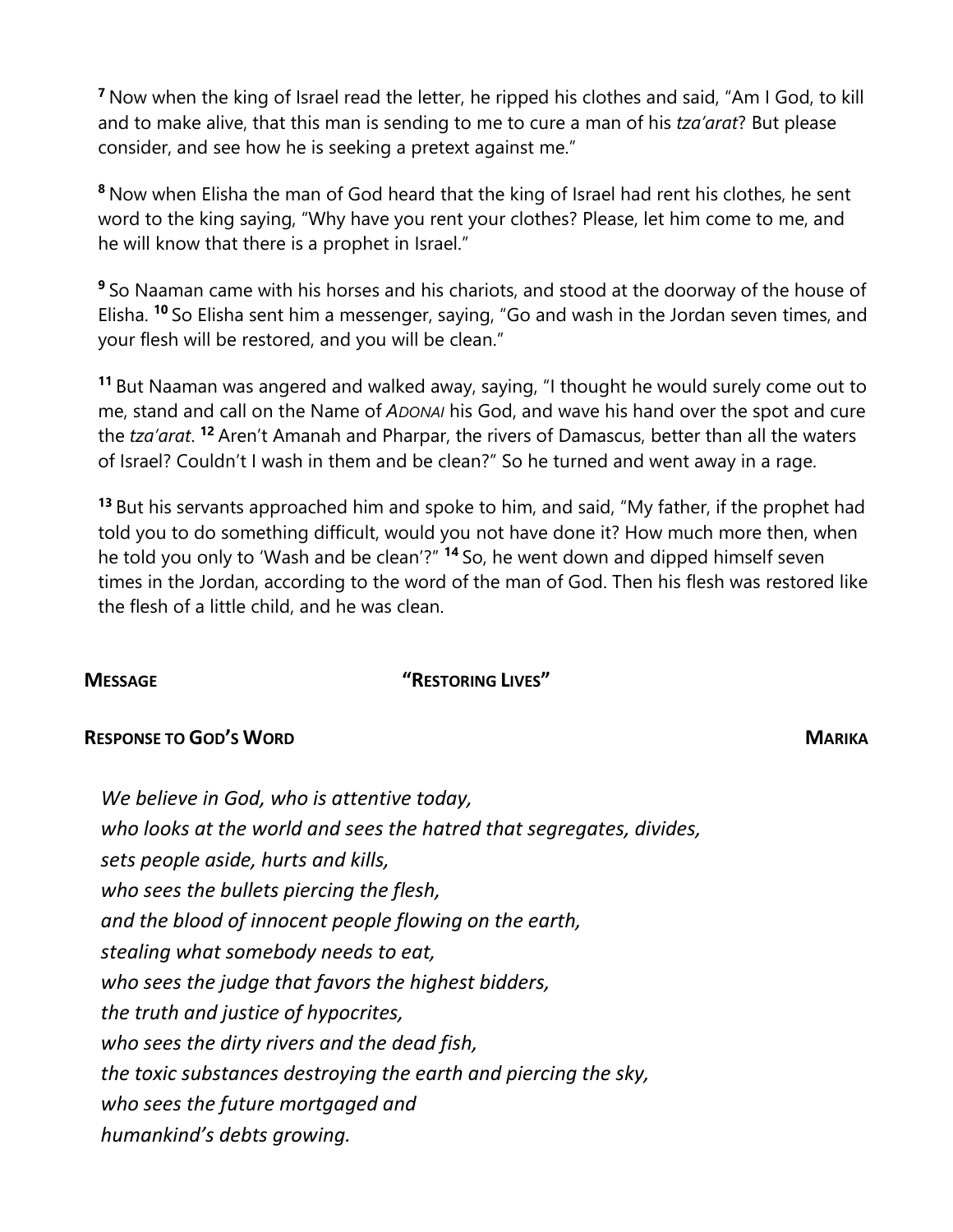[7] Now when the king of Israel read the letter, he ripped his clothes and said, "Am I God, to kill and to make alive, that this man is sending to me to cure a man of his *tza'arat*? But please consider, and see how he is seeking a pretext against me."

[8] Now when Elisha the man of God heard that the king of Israel had rent his clothes, he sent word to the king saying, "Why have you rent your clothes? Please, let him come to me, and he will know that there is a prophet in Israel."

[9] So Naaman came with his horses and his chariots, and stood at the doorway of the house of Elisha. [10] So Elisha sent him a messenger, saying, "Go and wash in the Jordan seven times, and your flesh will be restored, and you will be clean."

[11] But Naaman was angered and walked away, saying, "I thought he would surely come out to me, stand and call on the Name of *ADONAI* his God, and wave his hand over the spot and cure the *tza'arat*. [12] Aren't Amanah and Pharpar, the rivers of Damascus, better than all the waters of Israel? Couldn't I wash in them and be clean?" So he turned and went away in a rage.

[13] But his servants approached him and spoke to him, and said, "My father, if the prophet had told you to do something difficult, would you not have done it? How much more then, when he told you only to 'Wash and be clean'?" [14] So, he went down and dipped himself seven times in the Jordan, according to the word of the man of God. Then his flesh was restored like the flesh of a little child, and he was clean.

**MESSAGE** **"RESTORING LIVES"**

**RESPONSE TO GOD'S WORD** **MARIKA**

*We believe in God, who is attentive today,*
*who looks at the world and sees the hatred that segregates, divides,*
*sets people aside, hurts and kills,*
*who sees the bullets piercing the flesh,*
*and the blood of innocent people flowing on the earth,*
*stealing what somebody needs to eat,*
*who sees the judge that favors the highest bidders,*
*the truth and justice of hypocrites,*
*who sees the dirty rivers and the dead fish,*
*the toxic substances destroying the earth and piercing the sky,*
*who sees the future mortgaged and*
*humankind's debts growing.*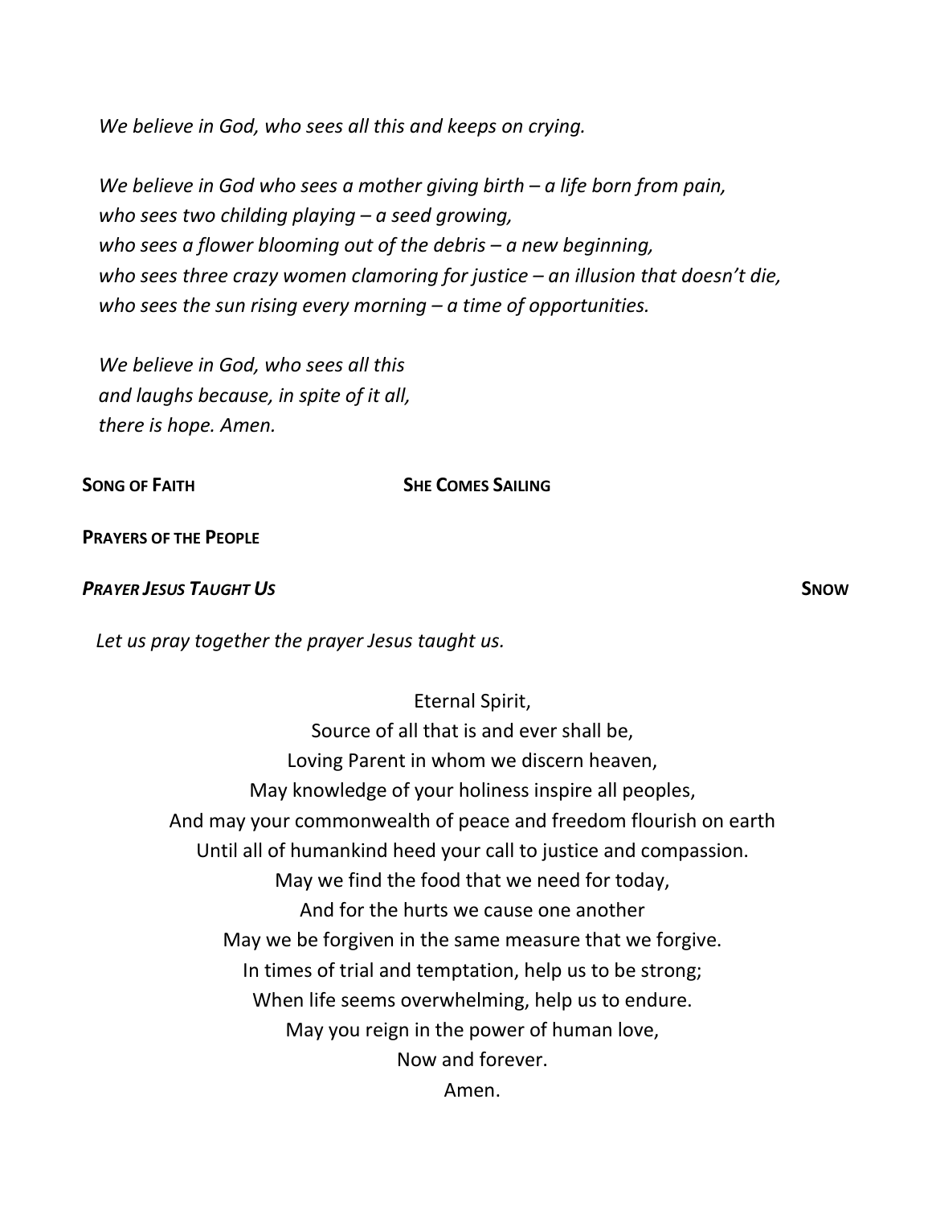*We believe in God, who sees all this and keeps on crying.*

*We believe in God who sees a mother giving birth – a life born from pain,*
*who sees two childing playing – a seed growing,*
*who sees a flower blooming out of the debris – a new beginning,*
*who sees three crazy women clamoring for justice – an illusion that doesn't die,*
*who sees the sun rising every morning – a time of opportunities.*

*We believe in God, who sees all this*
*and laughs because, in spite of it all,*
*there is hope. Amen.*

**SONG OF FAITH** **SHE COMES SAILING**

**PRAYERS OF THE PEOPLE**

***PRAYER JESUS TAUGHT US*** **SNOW**

*Let us pray together the prayer Jesus taught us.*

Eternal Spirit,
Source of all that is and ever shall be,
Loving Parent in whom we discern heaven,
May knowledge of your holiness inspire all peoples,
And may your commonwealth of peace and freedom flourish on earth
Until all of humankind heed your call to justice and compassion.
May we find the food that we need for today,
And for the hurts we cause one another
May we be forgiven in the same measure that we forgive.
In times of trial and temptation, help us to be strong;
When life seems overwhelming, help us to endure.
May you reign in the power of human love,
Now and forever.
Amen.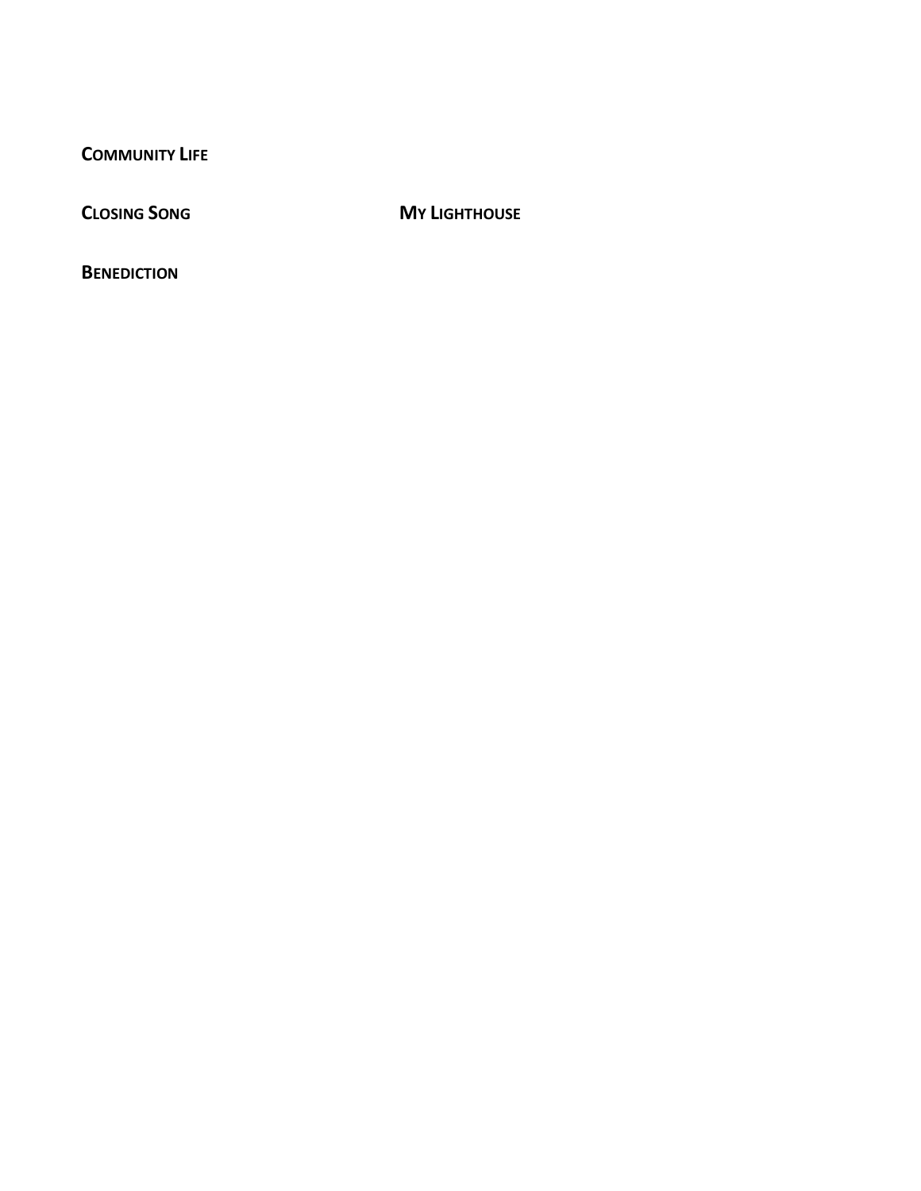**Community Life**

**Closing Song** **My Lighthouse**

**Benediction**